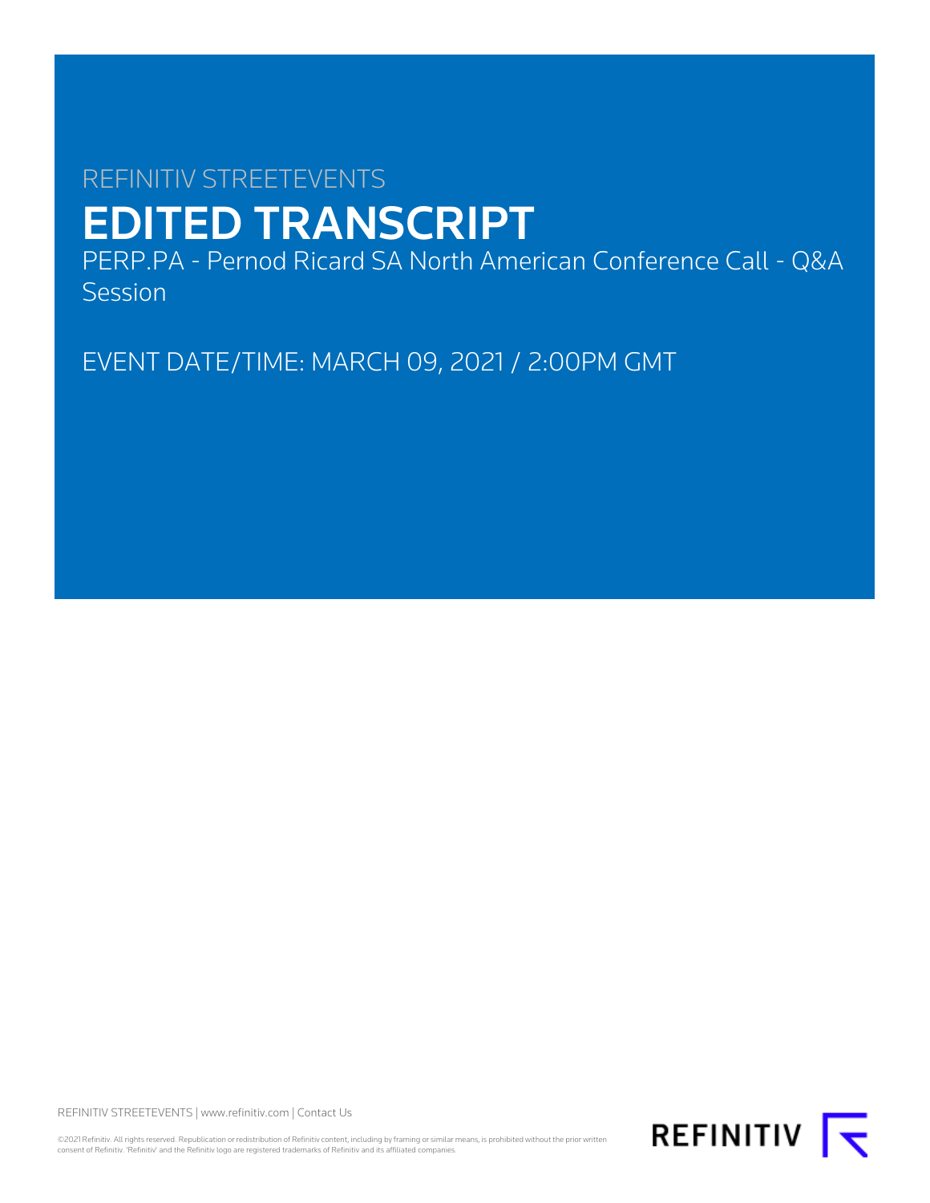REFINITIV STREETEVENTS

# EDITED TRANSCRIPT

PERP.PA - Pernod Ricard SA North American Conference Call - Q&A Session

EVENT DATE/TIME: MARCH 09, 2021 / 2:00PM GMT

REFINITIV STREETEVENTS | www.refinitiv.com | Contact Us

©2021 Refinitiv. All rights reserved. Republication or redistribution of Refinitiv content, including by framing or similar means, is prohibited without the prior written consent of Refinitiv. 'Refinitiv' and the Refinitiv logo are registered trademarks of Refinitiv and its affiliated companies.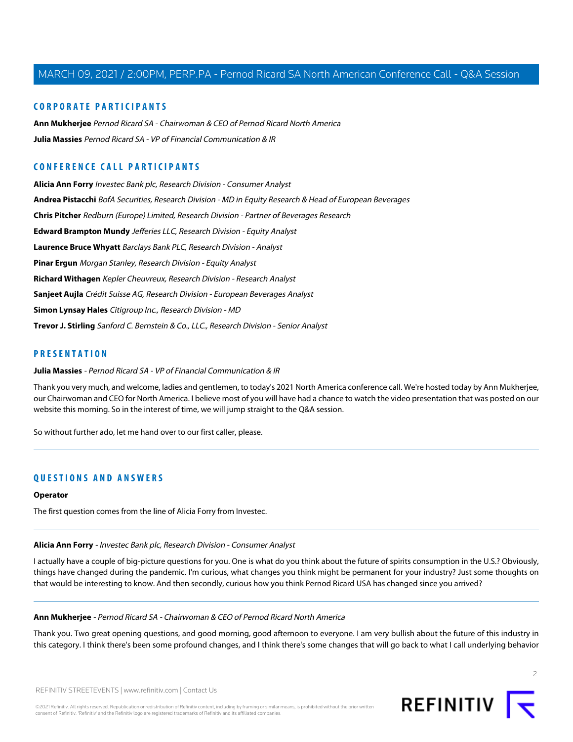## CORPORATE PARTICIPANTS

**Ann Mukherjee** *Pernod Ricard SA - Chairwoman & CEO of Pernod Ricard North America*

**Julia Massies** *Pernod Ricard SA - VP of Financial Communication & IR*

## CONFERENCE CALL PARTICIPANTS

**Alicia Ann Forry** *Investec Bank plc, Research Division - Consumer Analyst*

**Andrea Pistacchi** *BofA Securities, Research Division - MD in Equity Research & Head of European Beverages*

**Chris Pitcher** *Redburn (Europe) Limited, Research Division - Partner of Beverages Research*

**Edward Brampton Mundy** *Jefferies LLC, Research Division - Equity Analyst*

**Laurence Bruce Whyatt** *Barclays Bank PLC, Research Division - Analyst*

**Pinar Ergun** *Morgan Stanley, Research Division - Equity Analyst*

**Richard Withagen** *Kepler Cheuvreux, Research Division - Research Analyst*

**Sanjeet Aujla** *Crédit Suisse AG, Research Division - European Beverages Analyst*

**Simon Lynsay Hales** *Citigroup Inc., Research Division - MD*

**Trevor J. Stirling** *Sanford C. Bernstein & Co., LLC., Research Division - Senior Analyst*

## PRESENTATION

**Julia Massies** - *Pernod Ricard SA - VP of Financial Communication & IR*

Thank you very much, and welcome, ladies and gentlemen, to today's 2021 North America conference call. We're hosted today by Ann Mukherjee, our Chairwoman and CEO for North America. I believe most of you will have had a chance to watch the video presentation that was posted on our website this morning. So in the interest of time, we will jump straight to the Q&A session.

So without further ado, let me hand over to our first caller, please.

---

## QUESTIONS AND ANSWERS

**Operator**

The first question comes from the line of Alicia Forry from Investec.

---

**Alicia Ann Forry** - *Investec Bank plc, Research Division - Consumer Analyst*

I actually have a couple of big-picture questions for you. One is what do you think about the future of spirits consumption in the U.S.? Obviously, things have changed during the pandemic. I'm curious, what changes you think might be permanent for your industry? Just some thoughts on that would be interesting to know. And then secondly, curious how you think Pernod Ricard USA has changed since you arrived?

---

**Ann Mukherjee** - *Pernod Ricard SA - Chairwoman & CEO of Pernod Ricard North America*

Thank you. Two great opening questions, and good morning, good afternoon to everyone. I am very bullish about the future of this industry in this category. I think there's been some profound changes, and I think there's some changes that will go back to what I call underlying behavior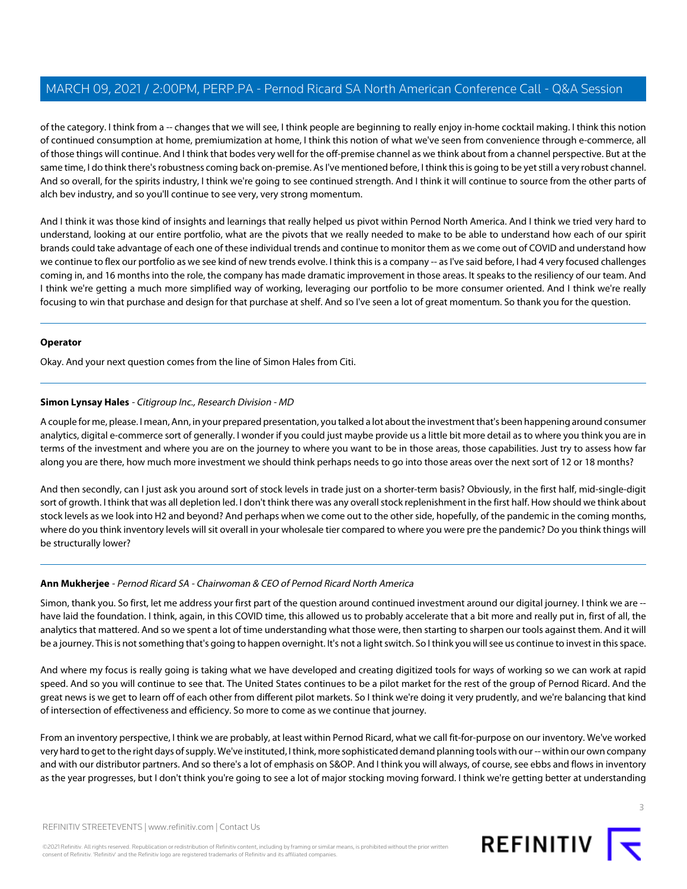of the category. I think from a -- changes that we will see, I think people are beginning to really enjoy in-home cocktail making. I think this notion of continued consumption at home, premiumization at home, I think this notion of what we've seen from convenience through e-commerce, all of those things will continue. And I think that bodes very well for the off-premise channel as we think about from a channel perspective. But at the same time, I do think there's robustness coming back on-premise. As I've mentioned before, I think this is going to be yet still a very robust channel. And so overall, for the spirits industry, I think we're going to see continued strength. And I think it will continue to source from the other parts of alch bev industry, and so you'll continue to see very, very strong momentum.

And I think it was those kind of insights and learnings that really helped us pivot within Pernod North America. And I think we tried very hard to understand, looking at our entire portfolio, what are the pivots that we really needed to make to be able to understand how each of our spirit brands could take advantage of each one of these individual trends and continue to monitor them as we come out of COVID and understand how we continue to flex our portfolio as we see kind of new trends evolve. I think this is a company -- as I've said before, I had 4 very focused challenges coming in, and 16 months into the role, the company has made dramatic improvement in those areas. It speaks to the resiliency of our team. And I think we're getting a much more simplified way of working, leveraging our portfolio to be more consumer oriented. And I think we're really focusing to win that purchase and design for that purchase at shelf. And so I've seen a lot of great momentum. So thank you for the question.

---

**Operator**

Okay. And your next question comes from the line of Simon Hales from Citi.

---

**Simon Lynsay Hales** - *Citigroup Inc., Research Division - MD*

A couple for me, please. I mean, Ann, in your prepared presentation, you talked a lot about the investment that's been happening around consumer analytics, digital e-commerce sort of generally. I wonder if you could just maybe provide us a little bit more detail as to where you think you are in terms of the investment and where you are on the journey to where you want to be in those areas, those capabilities. Just try to assess how far along you are there, how much more investment we should think perhaps needs to go into those areas over the next sort of 12 or 18 months?

And then secondly, can I just ask you around sort of stock levels in trade just on a shorter-term basis? Obviously, in the first half, mid-single-digit sort of growth. I think that was all depletion led. I don't think there was any overall stock replenishment in the first half. How should we think about stock levels as we look into H2 and beyond? And perhaps when we come out to the other side, hopefully, of the pandemic in the coming months, where do you think inventory levels will sit overall in your wholesale tier compared to where you were pre the pandemic? Do you think things will be structurally lower?

---

**Ann Mukherjee** - *Pernod Ricard SA - Chairwoman & CEO of Pernod Ricard North America*

Simon, thank you. So first, let me address your first part of the question around continued investment around our digital journey. I think we are -- have laid the foundation. I think, again, in this COVID time, this allowed us to probably accelerate that a bit more and really put in, first of all, the analytics that mattered. And so we spent a lot of time understanding what those were, then starting to sharpen our tools against them. And it will be a journey. This is not something that's going to happen overnight. It's not a light switch. So I think you will see us continue to invest in this space.

And where my focus is really going is taking what we have developed and creating digitized tools for ways of working so we can work at rapid speed. And so you will continue to see that. The United States continues to be a pilot market for the rest of the group of Pernod Ricard. And the great news is we get to learn off of each other from different pilot markets. So I think we're doing it very prudently, and we're balancing that kind of intersection of effectiveness and efficiency. So more to come as we continue that journey.

From an inventory perspective, I think we are probably, at least within Pernod Ricard, what we call fit-for-purpose on our inventory. We've worked very hard to get to the right days of supply. We've instituted, I think, more sophisticated demand planning tools with our -- within our own company and with our distributor partners. And so there's a lot of emphasis on S&OP. And I think you will always, of course, see ebbs and flows in inventory as the year progresses, but I don't think you're going to see a lot of major stocking moving forward. I think we're getting better at understanding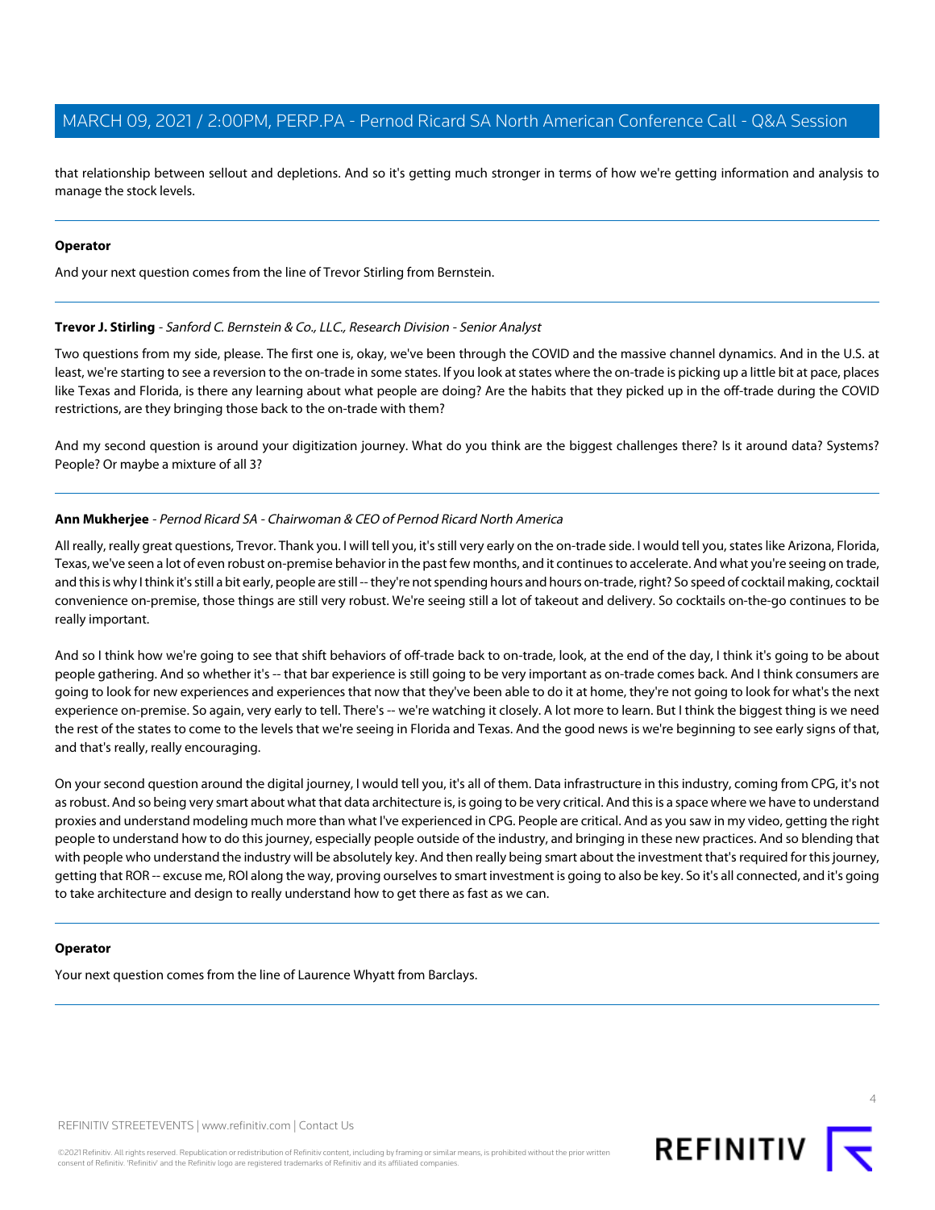that relationship between sellout and depletions. And so it's getting much stronger in terms of how we're getting information and analysis to manage the stock levels.

---

**Operator**

And your next question comes from the line of Trevor Stirling from Bernstein.

---

**Trevor J. Stirling** - *Sanford C. Bernstein & Co., LLC., Research Division - Senior Analyst*

Two questions from my side, please. The first one is, okay, we've been through the COVID and the massive channel dynamics. And in the U.S. at least, we're starting to see a reversion to the on-trade in some states. If you look at states where the on-trade is picking up a little bit at pace, places like Texas and Florida, is there any learning about what people are doing? Are the habits that they picked up in the off-trade during the COVID restrictions, are they bringing those back to the on-trade with them?

And my second question is around your digitization journey. What do you think are the biggest challenges there? Is it around data? Systems? People? Or maybe a mixture of all 3?

---

**Ann Mukherjee** - *Pernod Ricard SA - Chairwoman & CEO of Pernod Ricard North America*

All really, really great questions, Trevor. Thank you. I will tell you, it's still very early on the on-trade side. I would tell you, states like Arizona, Florida, Texas, we've seen a lot of even robust on-premise behavior in the past few months, and it continues to accelerate. And what you're seeing on trade, and this is why I think it's still a bit early, people are still -- they're not spending hours and hours on-trade, right? So speed of cocktail making, cocktail convenience on-premise, those things are still very robust. We're seeing still a lot of takeout and delivery. So cocktails on-the-go continues to be really important.

And so I think how we're going to see that shift behaviors of off-trade back to on-trade, look, at the end of the day, I think it's going to be about people gathering. And so whether it's -- that bar experience is still going to be very important as on-trade comes back. And I think consumers are going to look for new experiences and experiences that now that they've been able to do it at home, they're not going to look for what's the next experience on-premise. So again, very early to tell. There's -- we're watching it closely. A lot more to learn. But I think the biggest thing is we need the rest of the states to come to the levels that we're seeing in Florida and Texas. And the good news is we're beginning to see early signs of that, and that's really, really encouraging.

On your second question around the digital journey, I would tell you, it's all of them. Data infrastructure in this industry, coming from CPG, it's not as robust. And so being very smart about what that data architecture is, is going to be very critical. And this is a space where we have to understand proxies and understand modeling much more than what I've experienced in CPG. People are critical. And as you saw in my video, getting the right people to understand how to do this journey, especially people outside of the industry, and bringing in these new practices. And so blending that with people who understand the industry will be absolutely key. And then really being smart about the investment that's required for this journey, getting that ROR -- excuse me, ROI along the way, proving ourselves to smart investment is going to also be key. So it's all connected, and it's going to take architecture and design to really understand how to get there as fast as we can.

---

**Operator**

Your next question comes from the line of Laurence Whyatt from Barclays.

---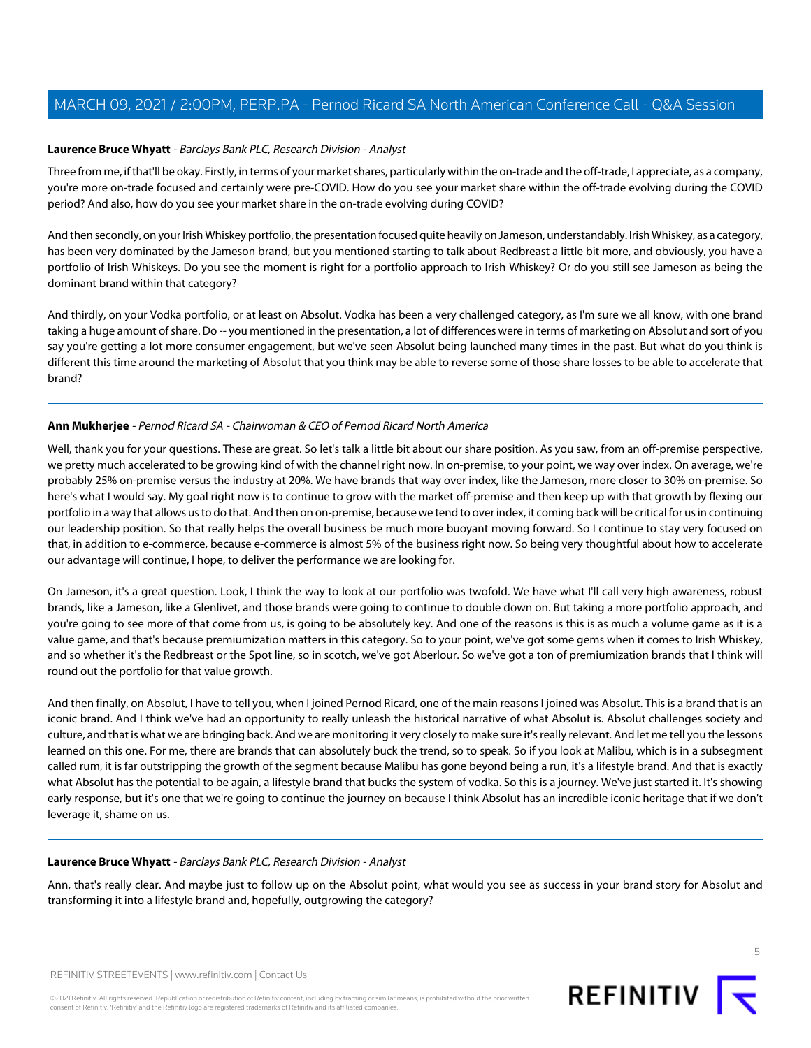**Laurence Bruce Whyatt** - *Barclays Bank PLC, Research Division - Analyst*

Three from me, if that'll be okay. Firstly, in terms of your market shares, particularly within the on-trade and the off-trade, I appreciate, as a company, you're more on-trade focused and certainly were pre-COVID. How do you see your market share within the off-trade evolving during the COVID period? And also, how do you see your market share in the on-trade evolving during COVID?

And then secondly, on your Irish Whiskey portfolio, the presentation focused quite heavily on Jameson, understandably. Irish Whiskey, as a category, has been very dominated by the Jameson brand, but you mentioned starting to talk about Redbreast a little bit more, and obviously, you have a portfolio of Irish Whiskeys. Do you see the moment is right for a portfolio approach to Irish Whiskey? Or do you still see Jameson as being the dominant brand within that category?

And thirdly, on your Vodka portfolio, or at least on Absolut. Vodka has been a very challenged category, as I'm sure we all know, with one brand taking a huge amount of share. Do -- you mentioned in the presentation, a lot of differences were in terms of marketing on Absolut and sort of you say you're getting a lot more consumer engagement, but we've seen Absolut being launched many times in the past. But what do you think is different this time around the marketing of Absolut that you think may be able to reverse some of those share losses to be able to accelerate that brand?

---

**Ann Mukherjee** - *Pernod Ricard SA - Chairwoman & CEO of Pernod Ricard North America*

Well, thank you for your questions. These are great. So let's talk a little bit about our share position. As you saw, from an off-premise perspective, we pretty much accelerated to be growing kind of with the channel right now. In on-premise, to your point, we way over index. On average, we're probably 25% on-premise versus the industry at 20%. We have brands that way over index, like the Jameson, more closer to 30% on-premise. So here's what I would say. My goal right now is to continue to grow with the market off-premise and then keep up with that growth by flexing our portfolio in a way that allows us to do that. And then on on-premise, because we tend to over index, it coming back will be critical for us in continuing our leadership position. So that really helps the overall business be much more buoyant moving forward. So I continue to stay very focused on that, in addition to e-commerce, because e-commerce is almost 5% of the business right now. So being very thoughtful about how to accelerate our advantage will continue, I hope, to deliver the performance we are looking for.

On Jameson, it's a great question. Look, I think the way to look at our portfolio was twofold. We have what I'll call very high awareness, robust brands, like a Jameson, like a Glenlivet, and those brands were going to continue to double down on. But taking a more portfolio approach, and you're going to see more of that come from us, is going to be absolutely key. And one of the reasons is this is as much a volume game as it is a value game, and that's because premiumization matters in this category. So to your point, we've got some gems when it comes to Irish Whiskey, and so whether it's the Redbreast or the Spot line, so in scotch, we've got Aberlour. So we've got a ton of premiumization brands that I think will round out the portfolio for that value growth.

And then finally, on Absolut, I have to tell you, when I joined Pernod Ricard, one of the main reasons I joined was Absolut. This is a brand that is an iconic brand. And I think we've had an opportunity to really unleash the historical narrative of what Absolut is. Absolut challenges society and culture, and that is what we are bringing back. And we are monitoring it very closely to make sure it's really relevant. And let me tell you the lessons learned on this one. For me, there are brands that can absolutely buck the trend, so to speak. So if you look at Malibu, which is in a subsegment called rum, it is far outstripping the growth of the segment because Malibu has gone beyond being a run, it's a lifestyle brand. And that is exactly what Absolut has the potential to be again, a lifestyle brand that bucks the system of vodka. So this is a journey. We've just started it. It's showing early response, but it's one that we're going to continue the journey on because I think Absolut has an incredible iconic heritage that if we don't leverage it, shame on us.

---

**Laurence Bruce Whyatt** - *Barclays Bank PLC, Research Division - Analyst*

Ann, that's really clear. And maybe just to follow up on the Absolut point, what would you see as success in your brand story for Absolut and transforming it into a lifestyle brand and, hopefully, outgrowing the category?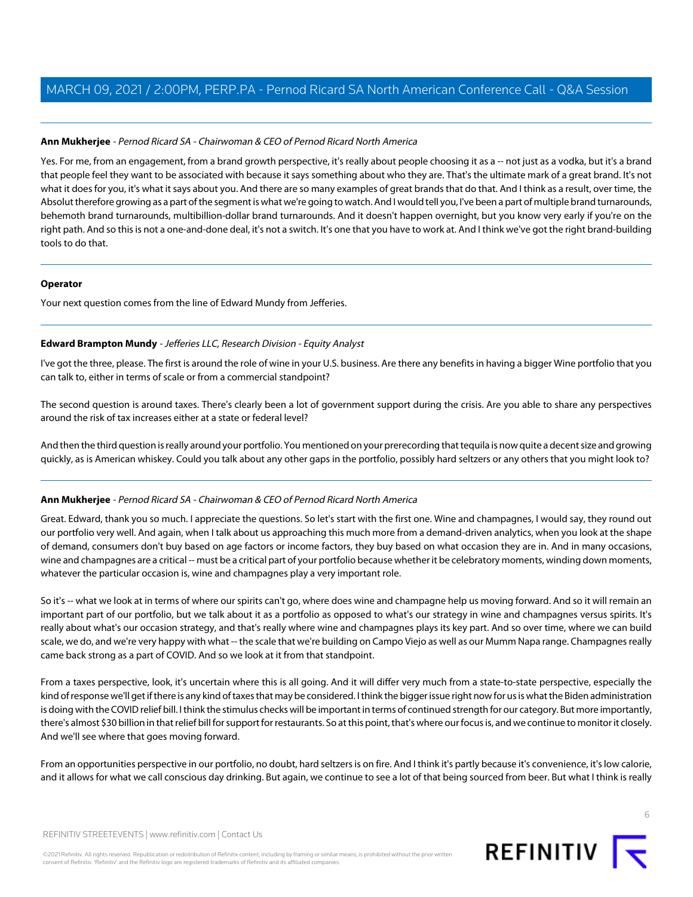**Ann Mukherjee** - *Pernod Ricard SA - Chairwoman & CEO of Pernod Ricard North America*

Yes. For me, from an engagement, from a brand growth perspective, it's really about people choosing it as a -- not just as a vodka, but it's a brand that people feel they want to be associated with because it says something about who they are. That's the ultimate mark of a great brand. It's not what it does for you, it's what it says about you. And there are so many examples of great brands that do that. And I think as a result, over time, the Absolut therefore growing as a part of the segment is what we're going to watch. And I would tell you, I've been a part of multiple brand turnarounds, behemoth brand turnarounds, multibillion-dollar brand turnarounds. And it doesn't happen overnight, but you know very early if you're on the right path. And so this is not a one-and-done deal, it's not a switch. It's one that you have to work at. And I think we've got the right brand-building tools to do that.

**Operator**

Your next question comes from the line of Edward Mundy from Jefferies.

**Edward Brampton Mundy** - *Jefferies LLC, Research Division - Equity Analyst*

I've got the three, please. The first is around the role of wine in your U.S. business. Are there any benefits in having a bigger Wine portfolio that you can talk to, either in terms of scale or from a commercial standpoint?

The second question is around taxes. There's clearly been a lot of government support during the crisis. Are you able to share any perspectives around the risk of tax increases either at a state or federal level?

And then the third question is really around your portfolio. You mentioned on your prerecording that tequila is now quite a decent size and growing quickly, as is American whiskey. Could you talk about any other gaps in the portfolio, possibly hard seltzers or any others that you might look to?

**Ann Mukherjee** - *Pernod Ricard SA - Chairwoman & CEO of Pernod Ricard North America*

Great. Edward, thank you so much. I appreciate the questions. So let's start with the first one. Wine and champagnes, I would say, they round out our portfolio very well. And again, when I talk about us approaching this much more from a demand-driven analytics, when you look at the shape of demand, consumers don't buy based on age factors or income factors, they buy based on what occasion they are in. And in many occasions, wine and champagnes are a critical -- must be a critical part of your portfolio because whether it be celebratory moments, winding down moments, whatever the particular occasion is, wine and champagnes play a very important role.

So it's -- what we look at in terms of where our spirits can't go, where does wine and champagne help us moving forward. And so it will remain an important part of our portfolio, but we talk about it as a portfolio as opposed to what's our strategy in wine and champagnes versus spirits. It's really about what's our occasion strategy, and that's really where wine and champagnes plays its key part. And so over time, where we can build scale, we do, and we're very happy with what -- the scale that we're building on Campo Viejo as well as our Mumm Napa range. Champagnes really came back strong as a part of COVID. And so we look at it from that standpoint.

From a taxes perspective, look, it's uncertain where this is all going. And it will differ very much from a state-to-state perspective, especially the kind of response we'll get if there is any kind of taxes that may be considered. I think the bigger issue right now for us is what the Biden administration is doing with the COVID relief bill. I think the stimulus checks will be important in terms of continued strength for our category. But more importantly, there's almost $30 billion in that relief bill for support for restaurants. So at this point, that's where our focus is, and we continue to monitor it closely. And we'll see where that goes moving forward.

From an opportunities perspective in our portfolio, no doubt, hard seltzers is on fire. And I think it's partly because it's convenience, it's low calorie, and it allows for what we call conscious day drinking. But again, we continue to see a lot of that being sourced from beer. But what I think is really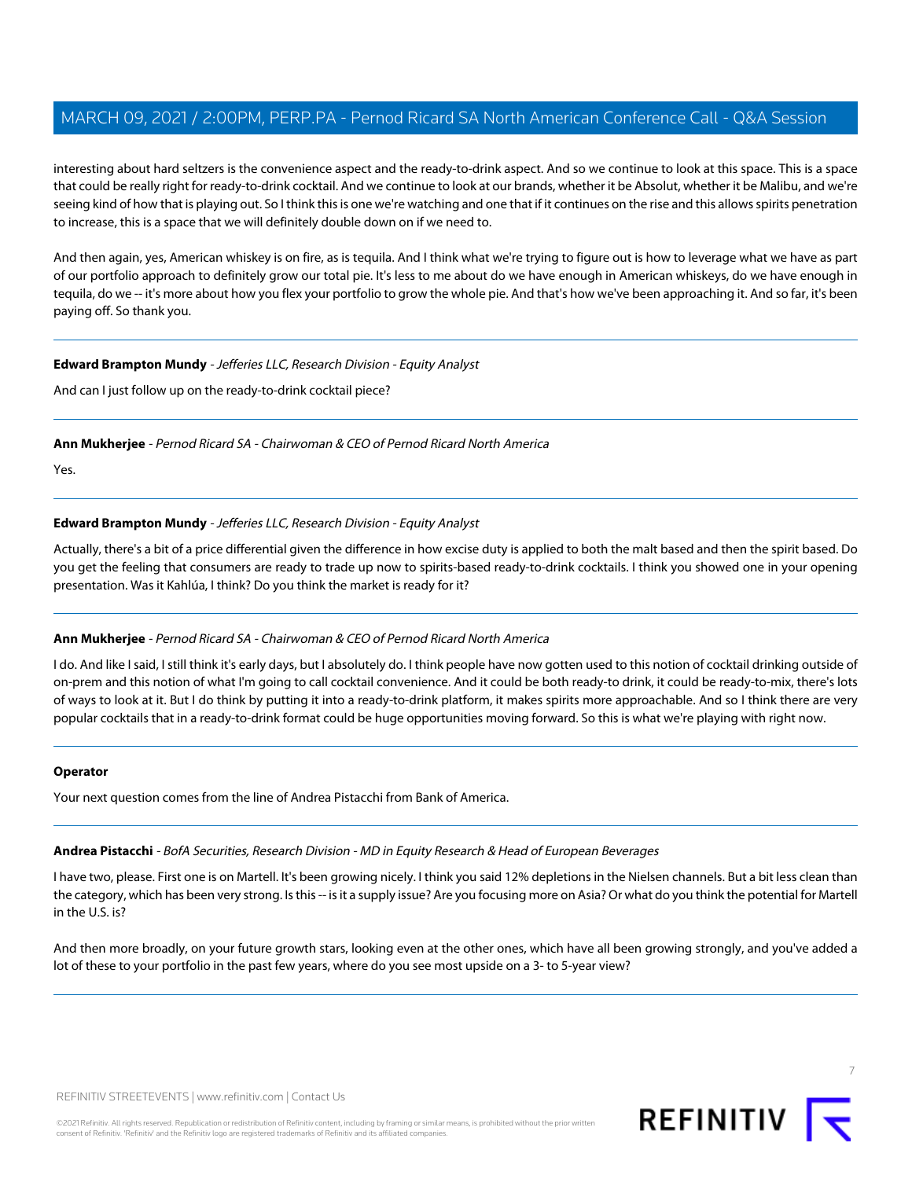interesting about hard seltzers is the convenience aspect and the ready-to-drink aspect. And so we continue to look at this space. This is a space that could be really right for ready-to-drink cocktail. And we continue to look at our brands, whether it be Absolut, whether it be Malibu, and we're seeing kind of how that is playing out. So I think this is one we're watching and one that if it continues on the rise and this allows spirits penetration to increase, this is a space that we will definitely double down on if we need to.

And then again, yes, American whiskey is on fire, as is tequila. And I think what we're trying to figure out is how to leverage what we have as part of our portfolio approach to definitely grow our total pie. It's less to me about do we have enough in American whiskeys, do we have enough in tequila, do we -- it's more about how you flex your portfolio to grow the whole pie. And that's how we've been approaching it. And so far, it's been paying off. So thank you.

---

**Edward Brampton Mundy** - *Jefferies LLC, Research Division - Equity Analyst*

And can I just follow up on the ready-to-drink cocktail piece?

---

**Ann Mukherjee** - *Pernod Ricard SA - Chairwoman & CEO of Pernod Ricard North America*

Yes.

---

**Edward Brampton Mundy** - *Jefferies LLC, Research Division - Equity Analyst*

Actually, there's a bit of a price differential given the difference in how excise duty is applied to both the malt based and then the spirit based. Do you get the feeling that consumers are ready to trade up now to spirits-based ready-to-drink cocktails. I think you showed one in your opening presentation. Was it Kahlúa, I think? Do you think the market is ready for it?

---

**Ann Mukherjee** - *Pernod Ricard SA - Chairwoman & CEO of Pernod Ricard North America*

I do. And like I said, I still think it's early days, but I absolutely do. I think people have now gotten used to this notion of cocktail drinking outside of on-prem and this notion of what I'm going to call cocktail convenience. And it could be both ready-to drink, it could be ready-to-mix, there's lots of ways to look at it. But I do think by putting it into a ready-to-drink platform, it makes spirits more approachable. And so I think there are very popular cocktails that in a ready-to-drink format could be huge opportunities moving forward. So this is what we're playing with right now.

---

**Operator**

Your next question comes from the line of Andrea Pistacchi from Bank of America.

---

**Andrea Pistacchi** - *BofA Securities, Research Division - MD in Equity Research & Head of European Beverages*

I have two, please. First one is on Martell. It's been growing nicely. I think you said 12% depletions in the Nielsen channels. But a bit less clean than the category, which has been very strong. Is this -- is it a supply issue? Are you focusing more on Asia? Or what do you think the potential for Martell in the U.S. is?

And then more broadly, on your future growth stars, looking even at the other ones, which have all been growing strongly, and you've added a lot of these to your portfolio in the past few years, where do you see most upside on a 3- to 5-year view?

---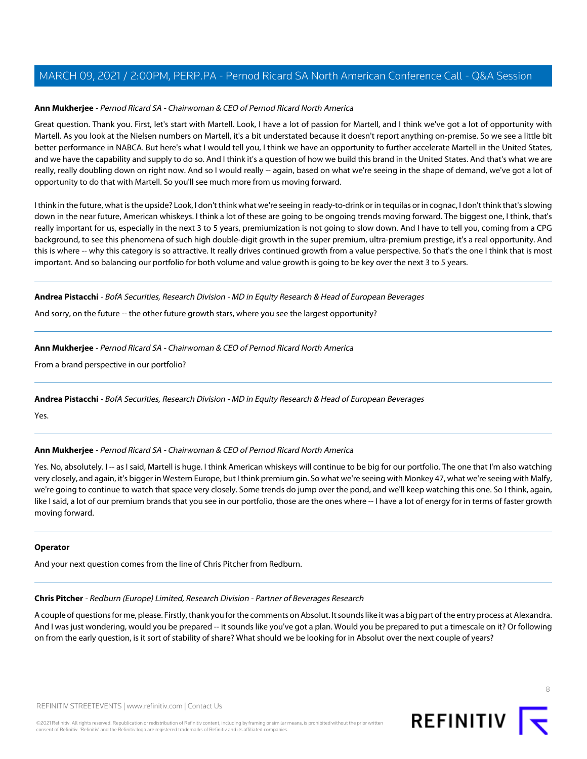**Ann Mukherjee** - *Pernod Ricard SA - Chairwoman & CEO of Pernod Ricard North America*

Great question. Thank you. First, let's start with Martell. Look, I have a lot of passion for Martell, and I think we've got a lot of opportunity with Martell. As you look at the Nielsen numbers on Martell, it's a bit understated because it doesn't report anything on-premise. So we see a little bit better performance in NABCA. But here's what I would tell you, I think we have an opportunity to further accelerate Martell in the United States, and we have the capability and supply to do so. And I think it's a question of how we build this brand in the United States. And that's what we are really, really doubling down on right now. And so I would really -- again, based on what we're seeing in the shape of demand, we've got a lot of opportunity to do that with Martell. So you'll see much more from us moving forward.

I think in the future, what is the upside? Look, I don't think what we're seeing in ready-to-drink or in tequilas or in cognac, I don't think that's slowing down in the near future, American whiskeys. I think a lot of these are going to be ongoing trends moving forward. The biggest one, I think, that's really important for us, especially in the next 3 to 5 years, premiumization is not going to slow down. And I have to tell you, coming from a CPG background, to see this phenomena of such high double-digit growth in the super premium, ultra-premium prestige, it's a real opportunity. And this is where -- why this category is so attractive. It really drives continued growth from a value perspective. So that's the one I think that is most important. And so balancing our portfolio for both volume and value growth is going to be key over the next 3 to 5 years.

---

**Andrea Pistacchi** - *BofA Securities, Research Division - MD in Equity Research & Head of European Beverages*

And sorry, on the future -- the other future growth stars, where you see the largest opportunity?

---

**Ann Mukherjee** - *Pernod Ricard SA - Chairwoman & CEO of Pernod Ricard North America*

From a brand perspective in our portfolio?

---

**Andrea Pistacchi** - *BofA Securities, Research Division - MD in Equity Research & Head of European Beverages*

Yes.

---

**Ann Mukherjee** - *Pernod Ricard SA - Chairwoman & CEO of Pernod Ricard North America*

Yes. No, absolutely. I -- as I said, Martell is huge. I think American whiskeys will continue to be big for our portfolio. The one that I'm also watching very closely, and again, it's bigger in Western Europe, but I think premium gin. So what we're seeing with Monkey 47, what we're seeing with Malfy, we're going to continue to watch that space very closely. Some trends do jump over the pond, and we'll keep watching this one. So I think, again, like I said, a lot of our premium brands that you see in our portfolio, those are the ones where -- I have a lot of energy for in terms of faster growth moving forward.

---

**Operator**

And your next question comes from the line of Chris Pitcher from Redburn.

---

**Chris Pitcher** - *Redburn (Europe) Limited, Research Division - Partner of Beverages Research*

A couple of questions for me, please. Firstly, thank you for the comments on Absolut. It sounds like it was a big part of the entry process at Alexandra. And I was just wondering, would you be prepared -- it sounds like you've got a plan. Would you be prepared to put a timescale on it? Or following on from the early question, is it sort of stability of share? What should we be looking for in Absolut over the next couple of years?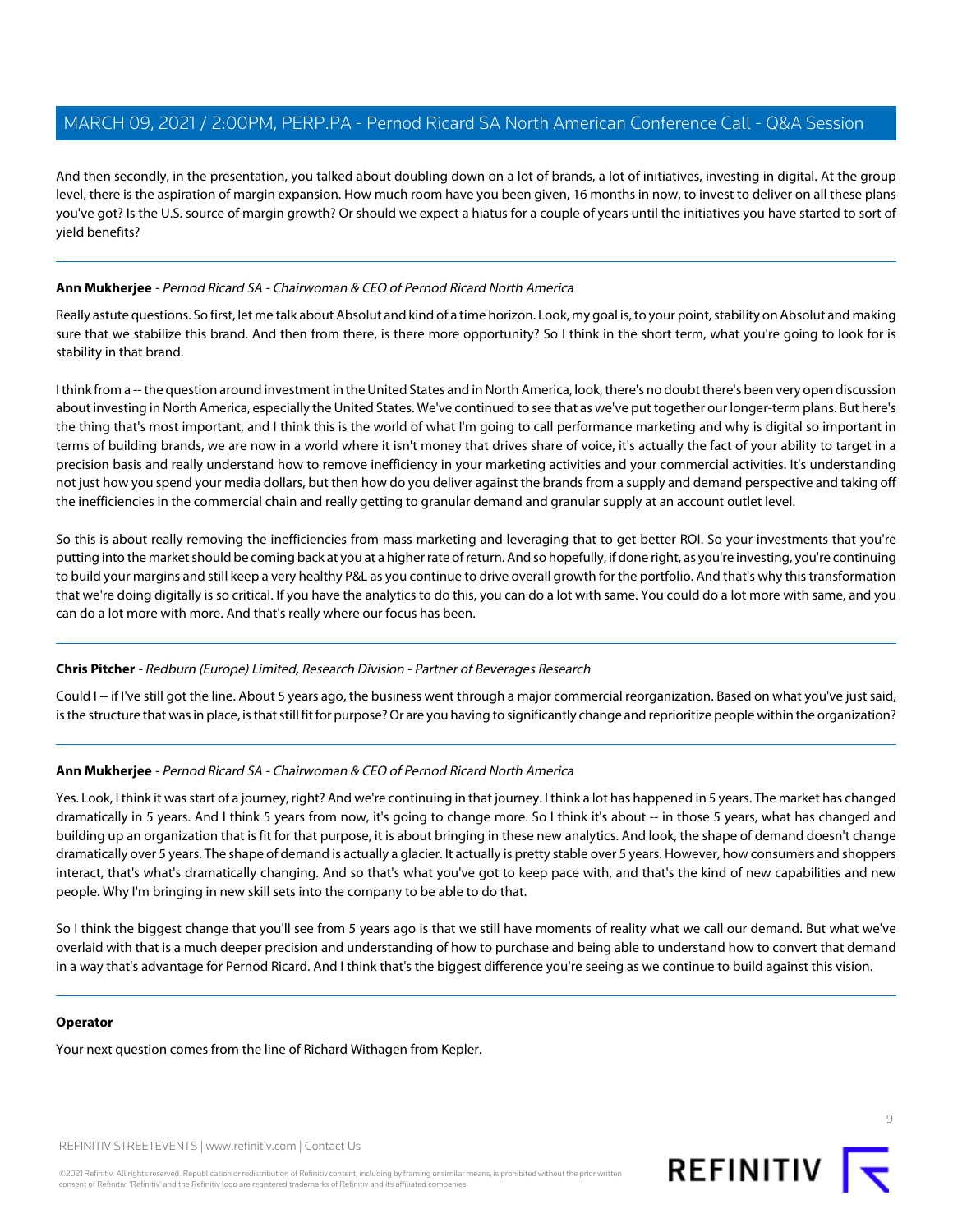And then secondly, in the presentation, you talked about doubling down on a lot of brands, a lot of initiatives, investing in digital. At the group level, there is the aspiration of margin expansion. How much room have you been given, 16 months in now, to invest to deliver on all these plans you've got? Is the U.S. source of margin growth? Or should we expect a hiatus for a couple of years until the initiatives you have started to sort of yield benefits?

---

**Ann Mukherjee** - *Pernod Ricard SA - Chairwoman & CEO of Pernod Ricard North America*

Really astute questions. So first, let me talk about Absolut and kind of a time horizon. Look, my goal is, to your point, stability on Absolut and making sure that we stabilize this brand. And then from there, is there more opportunity? So I think in the short term, what you're going to look for is stability in that brand.

I think from a -- the question around investment in the United States and in North America, look, there's no doubt there's been very open discussion about investing in North America, especially the United States. We've continued to see that as we've put together our longer-term plans. But here's the thing that's most important, and I think this is the world of what I'm going to call performance marketing and why is digital so important in terms of building brands, we are now in a world where it isn't money that drives share of voice, it's actually the fact of your ability to target in a precision basis and really understand how to remove inefficiency in your marketing activities and your commercial activities. It's understanding not just how you spend your media dollars, but then how do you deliver against the brands from a supply and demand perspective and taking off the inefficiencies in the commercial chain and really getting to granular demand and granular supply at an account outlet level.

So this is about really removing the inefficiencies from mass marketing and leveraging that to get better ROI. So your investments that you're putting into the market should be coming back at you at a higher rate of return. And so hopefully, if done right, as you're investing, you're continuing to build your margins and still keep a very healthy P&L as you continue to drive overall growth for the portfolio. And that's why this transformation that we're doing digitally is so critical. If you have the analytics to do this, you can do a lot with same. You could do a lot more with same, and you can do a lot more with more. And that's really where our focus has been.

---

**Chris Pitcher** - *Redburn (Europe) Limited, Research Division - Partner of Beverages Research*

Could I -- if I've still got the line. About 5 years ago, the business went through a major commercial reorganization. Based on what you've just said, is the structure that was in place, is that still fit for purpose? Or are you having to significantly change and reprioritize people within the organization?

---

**Ann Mukherjee** - *Pernod Ricard SA - Chairwoman & CEO of Pernod Ricard North America*

Yes. Look, I think it was start of a journey, right? And we're continuing in that journey. I think a lot has happened in 5 years. The market has changed dramatically in 5 years. And I think 5 years from now, it's going to change more. So I think it's about -- in those 5 years, what has changed and building up an organization that is fit for that purpose, it is about bringing in these new analytics. And look, the shape of demand doesn't change dramatically over 5 years. The shape of demand is actually a glacier. It actually is pretty stable over 5 years. However, how consumers and shoppers interact, that's what's dramatically changing. And so that's what you've got to keep pace with, and that's the kind of new capabilities and new people. Why I'm bringing in new skill sets into the company to be able to do that.

So I think the biggest change that you'll see from 5 years ago is that we still have moments of reality what we call our demand. But what we've overlaid with that is a much deeper precision and understanding of how to purchase and being able to understand how to convert that demand in a way that's advantage for Pernod Ricard. And I think that's the biggest difference you're seeing as we continue to build against this vision.

---

**Operator**

Your next question comes from the line of Richard Withagen from Kepler.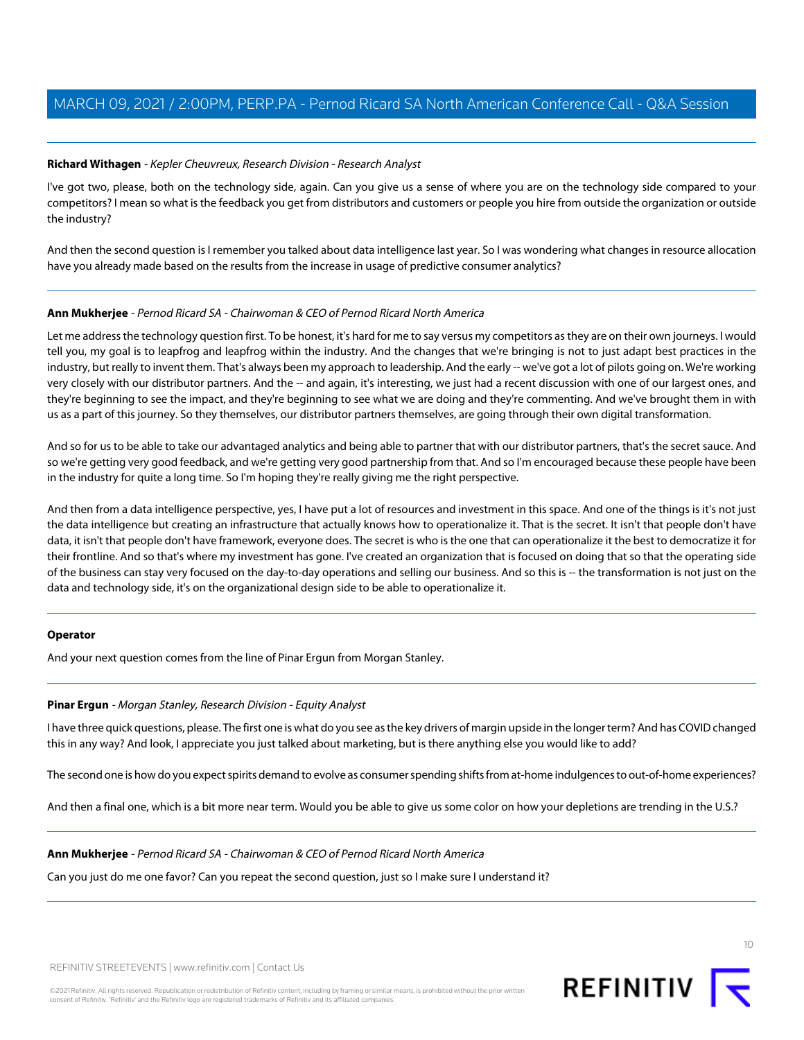**Richard Withagen** - *Kepler Cheuvreux, Research Division - Research Analyst*

I've got two, please, both on the technology side, again. Can you give us a sense of where you are on the technology side compared to your competitors? I mean so what is the feedback you get from distributors and customers or people you hire from outside the organization or outside the industry?

And then the second question is I remember you talked about data intelligence last year. So I was wondering what changes in resource allocation have you already made based on the results from the increase in usage of predictive consumer analytics?

---

**Ann Mukherjee** - *Pernod Ricard SA - Chairwoman & CEO of Pernod Ricard North America*

Let me address the technology question first. To be honest, it's hard for me to say versus my competitors as they are on their own journeys. I would tell you, my goal is to leapfrog and leapfrog within the industry. And the changes that we're bringing is not to just adapt best practices in the industry, but really to invent them. That's always been my approach to leadership. And the early -- we've got a lot of pilots going on. We're working very closely with our distributor partners. And the -- and again, it's interesting, we just had a recent discussion with one of our largest ones, and they're beginning to see the impact, and they're beginning to see what we are doing and they're commenting. And we've brought them in with us as a part of this journey. So they themselves, our distributor partners themselves, are going through their own digital transformation.

And so for us to be able to take our advantaged analytics and being able to partner that with our distributor partners, that's the secret sauce. And so we're getting very good feedback, and we're getting very good partnership from that. And so I'm encouraged because these people have been in the industry for quite a long time. So I'm hoping they're really giving me the right perspective.

And then from a data intelligence perspective, yes, I have put a lot of resources and investment in this space. And one of the things is it's not just the data intelligence but creating an infrastructure that actually knows how to operationalize it. That is the secret. It isn't that people don't have data, it isn't that people don't have framework, everyone does. The secret is who is the one that can operationalize it the best to democratize it for their frontline. And so that's where my investment has gone. I've created an organization that is focused on doing that so that the operating side of the business can stay very focused on the day-to-day operations and selling our business. And so this is -- the transformation is not just on the data and technology side, it's on the organizational design side to be able to operationalize it.

---

**Operator**

And your next question comes from the line of Pinar Ergun from Morgan Stanley.

---

**Pinar Ergun** - *Morgan Stanley, Research Division - Equity Analyst*

I have three quick questions, please. The first one is what do you see as the key drivers of margin upside in the longer term? And has COVID changed this in any way? And look, I appreciate you just talked about marketing, but is there anything else you would like to add?

The second one is how do you expect spirits demand to evolve as consumer spending shifts from at-home indulgences to out-of-home experiences?

And then a final one, which is a bit more near term. Would you be able to give us some color on how your depletions are trending in the U.S.?

---

**Ann Mukherjee** - *Pernod Ricard SA - Chairwoman & CEO of Pernod Ricard North America*

Can you just do me one favor? Can you repeat the second question, just so I make sure I understand it?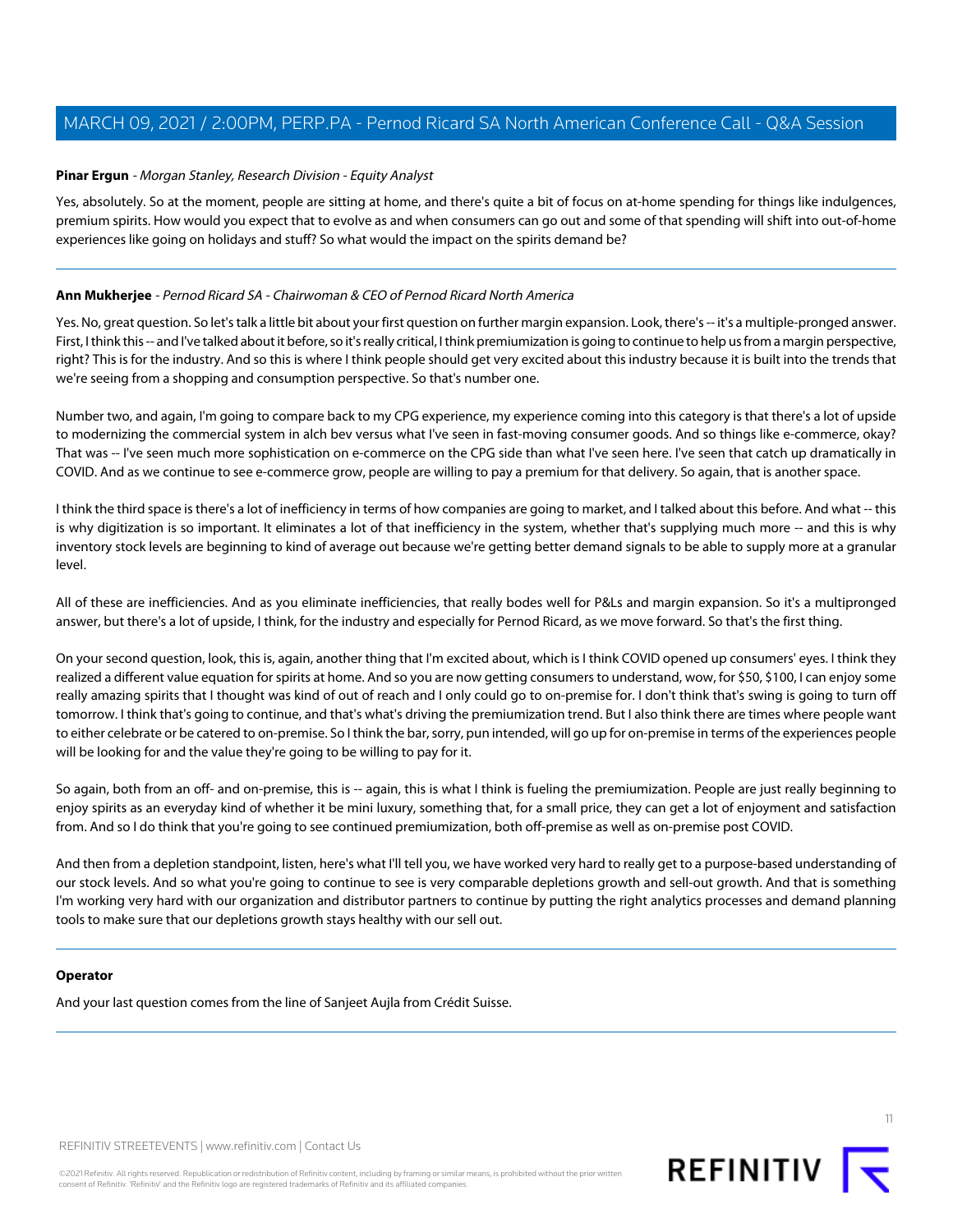**Pinar Ergun** - *Morgan Stanley, Research Division - Equity Analyst*

Yes, absolutely. So at the moment, people are sitting at home, and there's quite a bit of focus on at-home spending for things like indulgences, premium spirits. How would you expect that to evolve as and when consumers can go out and some of that spending will shift into out-of-home experiences like going on holidays and stuff? So what would the impact on the spirits demand be?

---

**Ann Mukherjee** - *Pernod Ricard SA - Chairwoman & CEO of Pernod Ricard North America*

Yes. No, great question. So let's talk a little bit about your first question on further margin expansion. Look, there's -- it's a multiple-pronged answer. First, I think this -- and I've talked about it before, so it's really critical, I think premiumization is going to continue to help us from a margin perspective, right? This is for the industry. And so this is where I think people should get very excited about this industry because it is built into the trends that we're seeing from a shopping and consumption perspective. So that's number one.

Number two, and again, I'm going to compare back to my CPG experience, my experience coming into this category is that there's a lot of upside to modernizing the commercial system in alch bev versus what I've seen in fast-moving consumer goods. And so things like e-commerce, okay? That was -- I've seen much more sophistication on e-commerce on the CPG side than what I've seen here. I've seen that catch up dramatically in COVID. And as we continue to see e-commerce grow, people are willing to pay a premium for that delivery. So again, that is another space.

I think the third space is there's a lot of inefficiency in terms of how companies are going to market, and I talked about this before. And what -- this is why digitization is so important. It eliminates a lot of that inefficiency in the system, whether that's supplying much more -- and this is why inventory stock levels are beginning to kind of average out because we're getting better demand signals to be able to supply more at a granular level.

All of these are inefficiencies. And as you eliminate inefficiencies, that really bodes well for P&Ls and margin expansion. So it's a multipronged answer, but there's a lot of upside, I think, for the industry and especially for Pernod Ricard, as we move forward. So that's the first thing.

On your second question, look, this is, again, another thing that I'm excited about, which is I think COVID opened up consumers' eyes. I think they realized a different value equation for spirits at home. And so you are now getting consumers to understand, wow, for $50, $100, I can enjoy some really amazing spirits that I thought was kind of out of reach and I only could go to on-premise for. I don't think that's swing is going to turn off tomorrow. I think that's going to continue, and that's what's driving the premiumization trend. But I also think there are times where people want to either celebrate or be catered to on-premise. So I think the bar, sorry, pun intended, will go up for on-premise in terms of the experiences people will be looking for and the value they're going to be willing to pay for it.

So again, both from an off- and on-premise, this is -- again, this is what I think is fueling the premiumization. People are just really beginning to enjoy spirits as an everyday kind of whether it be mini luxury, something that, for a small price, they can get a lot of enjoyment and satisfaction from. And so I do think that you're going to see continued premiumization, both off-premise as well as on-premise post COVID.

And then from a depletion standpoint, listen, here's what I'll tell you, we have worked very hard to really get to a purpose-based understanding of our stock levels. And so what you're going to continue to see is very comparable depletions growth and sell-out growth. And that is something I'm working very hard with our organization and distributor partners to continue by putting the right analytics processes and demand planning tools to make sure that our depletions growth stays healthy with our sell out.

---

**Operator**

And your last question comes from the line of Sanjeet Aujla from Crédit Suisse.

---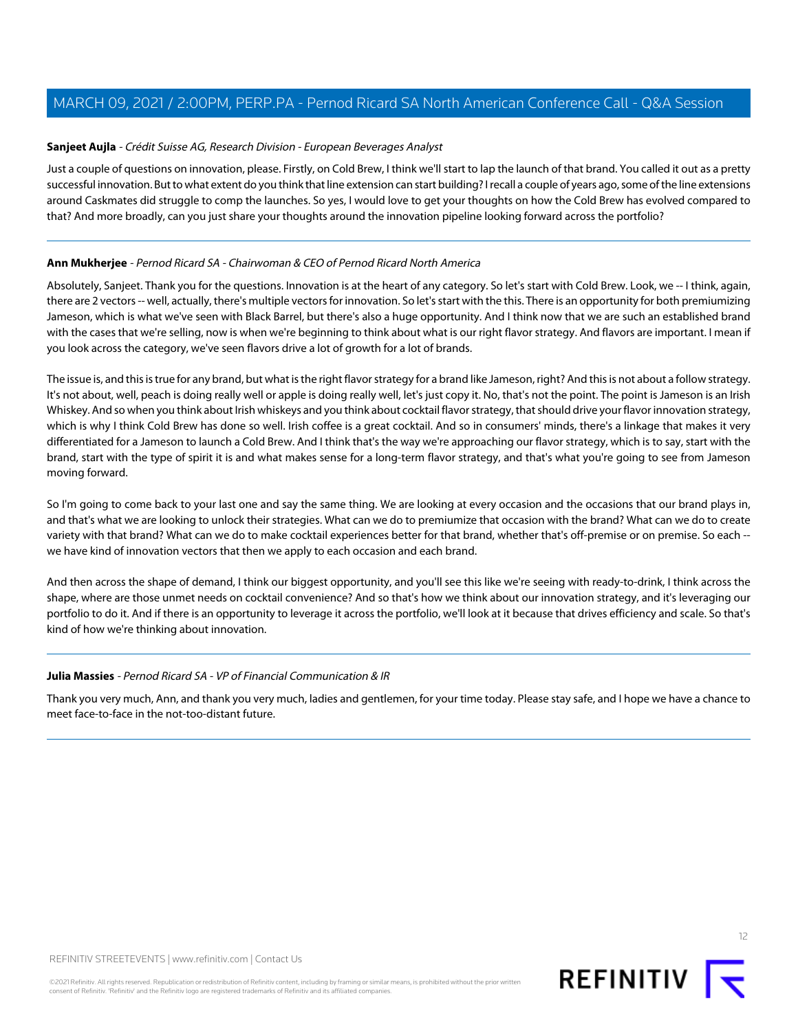**Sanjeet Aujla** - *Crédit Suisse AG, Research Division - European Beverages Analyst*

Just a couple of questions on innovation, please. Firstly, on Cold Brew, I think we'll start to lap the launch of that brand. You called it out as a pretty successful innovation. But to what extent do you think that line extension can start building? I recall a couple of years ago, some of the line extensions around Caskmates did struggle to comp the launches. So yes, I would love to get your thoughts on how the Cold Brew has evolved compared to that? And more broadly, can you just share your thoughts around the innovation pipeline looking forward across the portfolio?

---

**Ann Mukherjee** - *Pernod Ricard SA - Chairwoman & CEO of Pernod Ricard North America*

Absolutely, Sanjeet. Thank you for the questions. Innovation is at the heart of any category. So let's start with Cold Brew. Look, we -- I think, again, there are 2 vectors -- well, actually, there's multiple vectors for innovation. So let's start with the this. There is an opportunity for both premiumizing Jameson, which is what we've seen with Black Barrel, but there's also a huge opportunity. And I think now that we are such an established brand with the cases that we're selling, now is when we're beginning to think about what is our right flavor strategy. And flavors are important. I mean if you look across the category, we've seen flavors drive a lot of growth for a lot of brands.

The issue is, and this is true for any brand, but what is the right flavor strategy for a brand like Jameson, right? And this is not about a follow strategy. It's not about, well, peach is doing really well or apple is doing really well, let's just copy it. No, that's not the point. The point is Jameson is an Irish Whiskey. And so when you think about Irish whiskeys and you think about cocktail flavor strategy, that should drive your flavor innovation strategy, which is why I think Cold Brew has done so well. Irish coffee is a great cocktail. And so in consumers' minds, there's a linkage that makes it very differentiated for a Jameson to launch a Cold Brew. And I think that's the way we're approaching our flavor strategy, which is to say, start with the brand, start with the type of spirit it is and what makes sense for a long-term flavor strategy, and that's what you're going to see from Jameson moving forward.

So I'm going to come back to your last one and say the same thing. We are looking at every occasion and the occasions that our brand plays in, and that's what we are looking to unlock their strategies. What can we do to premiumize that occasion with the brand? What can we do to create variety with that brand? What can we do to make cocktail experiences better for that brand, whether that's off-premise or on premise. So each -- we have kind of innovation vectors that then we apply to each occasion and each brand.

And then across the shape of demand, I think our biggest opportunity, and you'll see this like we're seeing with ready-to-drink, I think across the shape, where are those unmet needs on cocktail convenience? And so that's how we think about our innovation strategy, and it's leveraging our portfolio to do it. And if there is an opportunity to leverage it across the portfolio, we'll look at it because that drives efficiency and scale. So that's kind of how we're thinking about innovation.

---

**Julia Massies** - *Pernod Ricard SA - VP of Financial Communication & IR*

Thank you very much, Ann, and thank you very much, ladies and gentlemen, for your time today. Please stay safe, and I hope we have a chance to meet face-to-face in the not-too-distant future.

---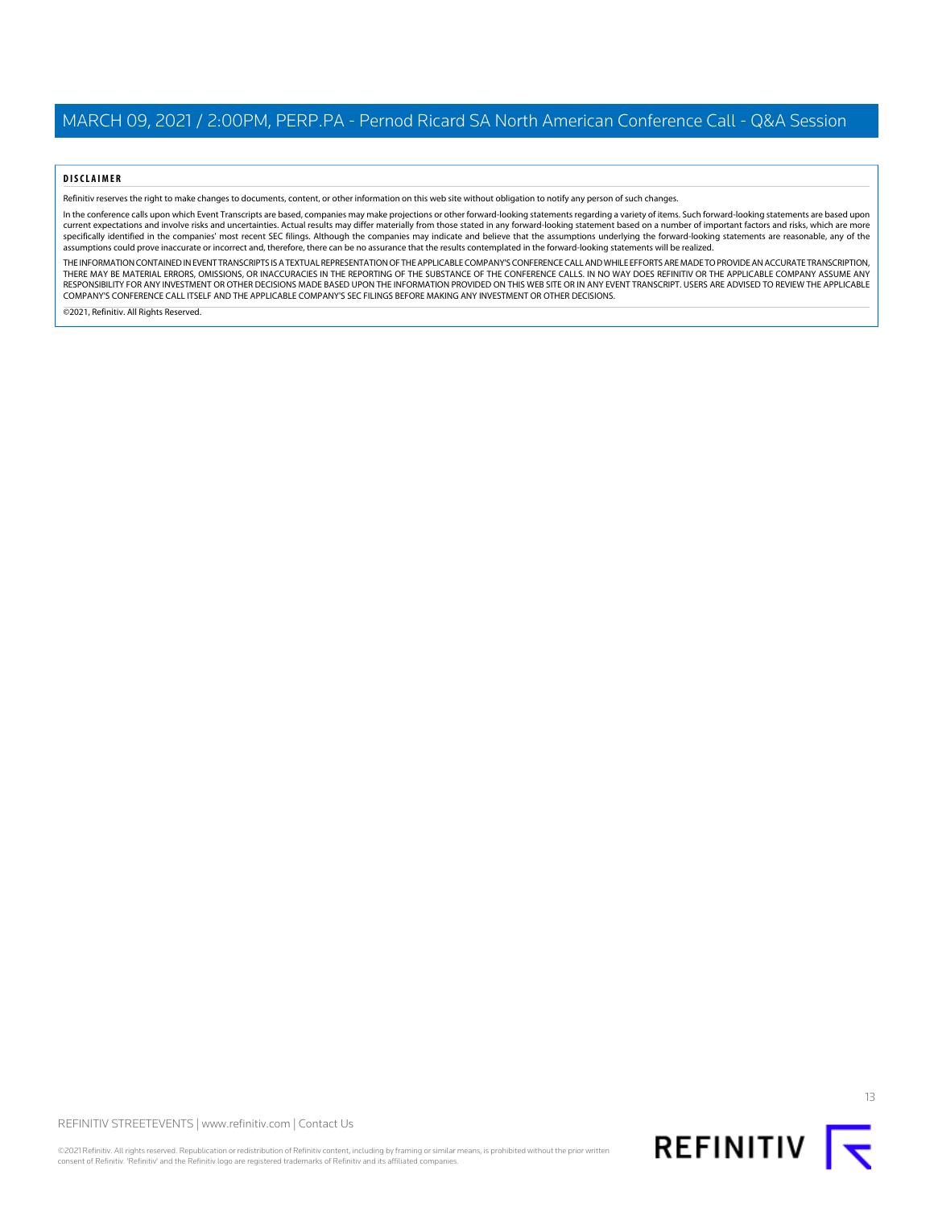**DISCLAIMER**

Refinitiv reserves the right to make changes to documents, content, or other information on this web site without obligation to notify any person of such changes.

In the conference calls upon which Event Transcripts are based, companies may make projections or other forward-looking statements regarding a variety of items. Such forward-looking statements are based upon current expectations and involve risks and uncertainties. Actual results may differ materially from those stated in any forward-looking statement based on a number of important factors and risks, which are more specifically identified in the companies' most recent SEC filings. Although the companies may indicate and believe that the assumptions underlying the forward-looking statements are reasonable, any of the assumptions could prove inaccurate or incorrect and, therefore, there can be no assurance that the results contemplated in the forward-looking statements will be realized.

THE INFORMATION CONTAINED IN EVENT TRANSCRIPTS IS A TEXTUAL REPRESENTATION OF THE APPLICABLE COMPANY'S CONFERENCE CALL AND WHILE EFFORTS ARE MADE TO PROVIDE AN ACCURATE TRANSCRIPTION, THERE MAY BE MATERIAL ERRORS, OMISSIONS, OR INACCURACIES IN THE REPORTING OF THE SUBSTANCE OF THE CONFERENCE CALLS. IN NO WAY DOES REFINITIV OR THE APPLICABLE COMPANY ASSUME ANY RESPONSIBILITY FOR ANY INVESTMENT OR OTHER DECISIONS MADE BASED UPON THE INFORMATION PROVIDED ON THIS WEB SITE OR IN ANY EVENT TRANSCRIPT. USERS ARE ADVISED TO REVIEW THE APPLICABLE COMPANY'S CONFERENCE CALL ITSELF AND THE APPLICABLE COMPANY'S SEC FILINGS BEFORE MAKING ANY INVESTMENT OR OTHER DECISIONS.

©2021, Refinitiv. All Rights Reserved.